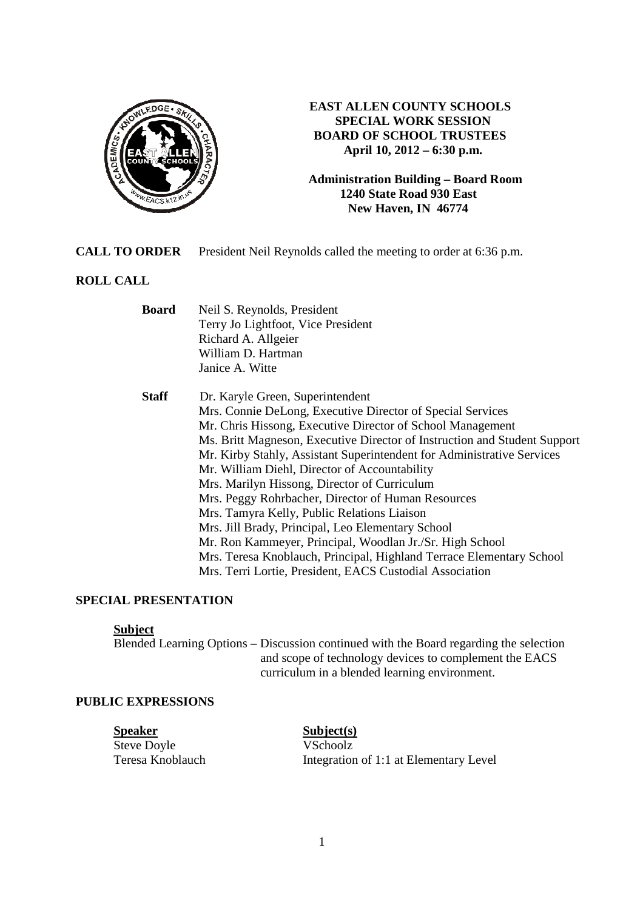# EAST ALLEN COUNTY SCHOOLS
## SPECIAL WORK SESSION
## BOARD OF SCHOOL TRUSTEES
**April 10, 2012 – 6:30 p.m.**

**Administration Building – Board Room**
**1240 State Road 930 East**
**New Haven, IN 46774**

**CALL TO ORDER** President Neil Reynolds called the meeting to order at 6:36 p.m.

**ROLL CALL**

**Board**
- Neil S. Reynolds, President
- Terry Jo Lightfoot, Vice President
- Richard A. Allgeier
- William D. Hartman
- Janice A. Witte

**Staff**
- Dr. Karyle Green, Superintendent
- Mrs. Connie DeLong, Executive Director of Special Services
- Mr. Chris Hissong, Executive Director of School Management
- Ms. Britt Magneson, Executive Director of Instruction and Student Support
- Mr. Kirby Stahly, Assistant Superintendent for Administrative Services
- Mr. William Diehl, Director of Accountability
- Mrs. Marilyn Hissong, Director of Curriculum
- Mrs. Peggy Rohrbacher, Director of Human Resources
- Mrs. Tamyra Kelly, Public Relations Liaison
- Mrs. Jill Brady, Principal, Leo Elementary School
- Mr. Ron Kammeyer, Principal, Woodlan Jr./Sr. High School
- Mrs. Teresa Knoblauch, Principal, Highland Terrace Elementary School
- Mrs. Terri Lortie, President, EACS Custodial Association

**SPECIAL PRESENTATION**

**Subject**

Blended Learning Options – Discussion continued with the Board regarding the selection and scope of technology devices to complement the EACS curriculum in a blended learning environment.

**PUBLIC EXPRESSIONS**

| Speaker | Subject(s) |
|---|---|
| Steve Doyle | VSchoolz |
| Teresa Knoblauch | Integration of 1:1 at Elementary Level |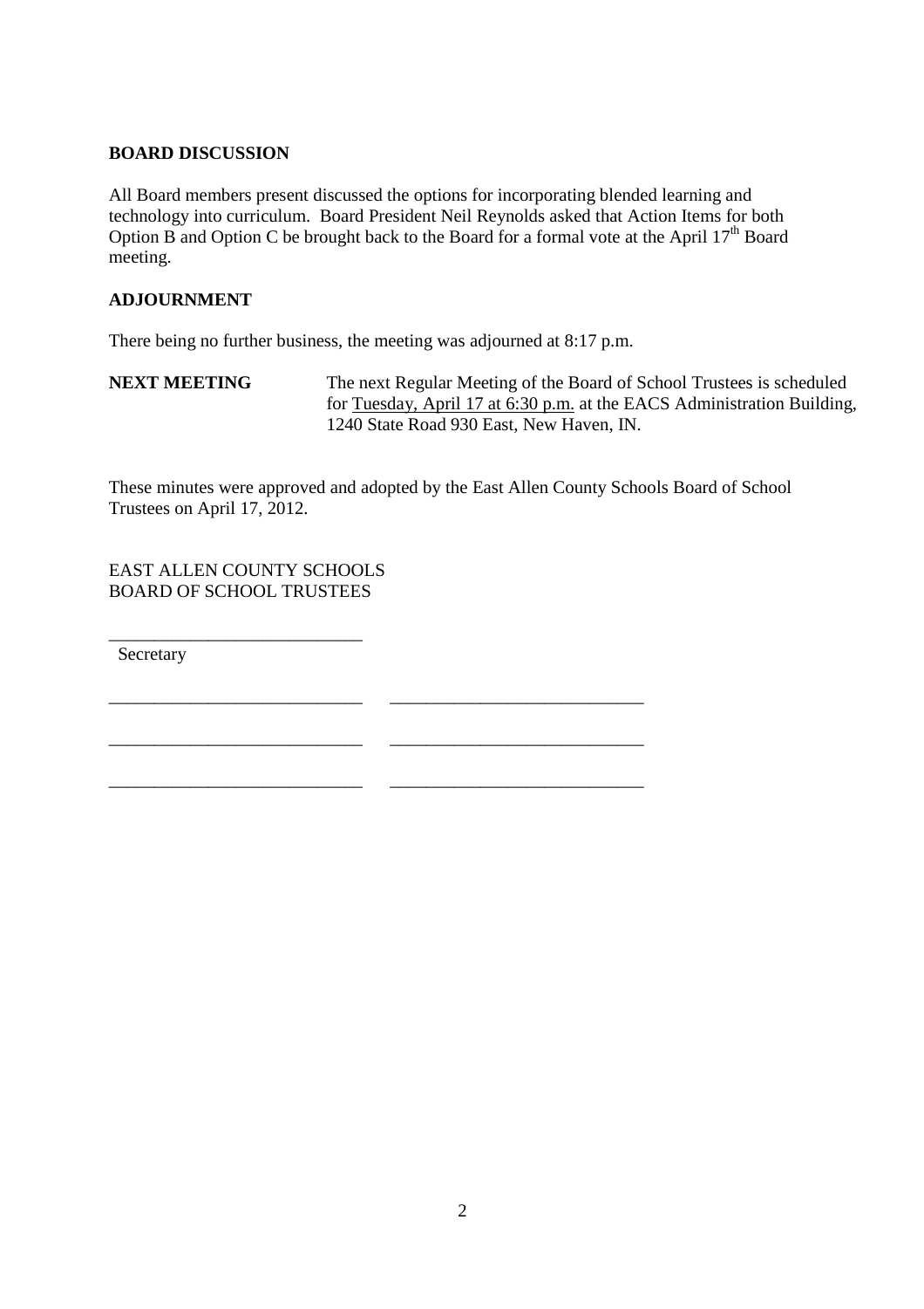**BOARD DISCUSSION**

All Board members present discussed the options for incorporating blended learning and technology into curriculum. Board President Neil Reynolds asked that Action Items for both Option B and Option C be brought back to the Board for a formal vote at the April 17th Board meeting.

**ADJOURNMENT**

There being no further business, the meeting was adjourned at 8:17 p.m.

**NEXT MEETING** The next Regular Meeting of the Board of School Trustees is scheduled for Tuesday, April 17 at 6:30 p.m. at the EACS Administration Building, 1240 State Road 930 East, New Haven, IN.

These minutes were approved and adopted by the East Allen County Schools Board of School Trustees on April 17, 2012.

EAST ALLEN COUNTY SCHOOLS
BOARD OF SCHOOL TRUSTEES

____________________________
Secretary

____________________________ ____________________________

____________________________ ____________________________

____________________________ ____________________________